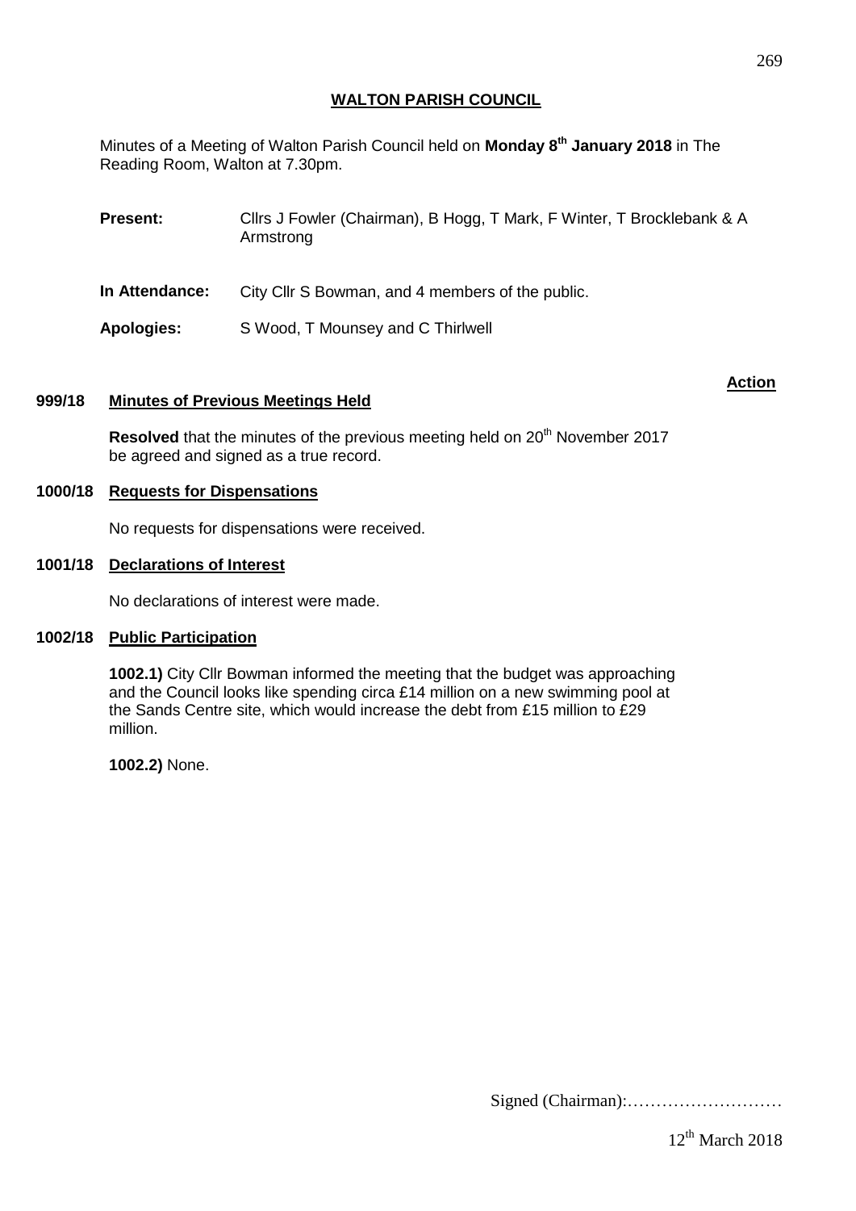# WALTON PARISH COUNCIL

Minutes of a Meeting of Walton Parish Council held on **Monday 8th January 2018** in The Reading Room, Walton at 7.30pm.

**Present:** Cllrs J Fowler (Chairman), B Hogg, T Mark, F Winter, T Brocklebank & A Armstrong

**In Attendance:** City Cllr S Bowman, and 4 members of the public.

**Apologies:** S Wood, T Mounsey and C Thirlwell

**Action**

## 999/18 Minutes of Previous Meetings Held

**Resolved** that the minutes of the previous meeting held on 20th November 2017 be agreed and signed as a true record.

## 1000/18 Requests for Dispensations

No requests for dispensations were received.

## 1001/18 Declarations of Interest

No declarations of interest were made.

## 1002/18 Public Participation

**1002.1)** City Cllr Bowman informed the meeting that the budget was approaching and the Council looks like spending circa £14 million on a new swimming pool at the Sands Centre site, which would increase the debt from £15 million to £29 million.

**1002.2)** None.

Signed (Chairman):………………………

12th March 2018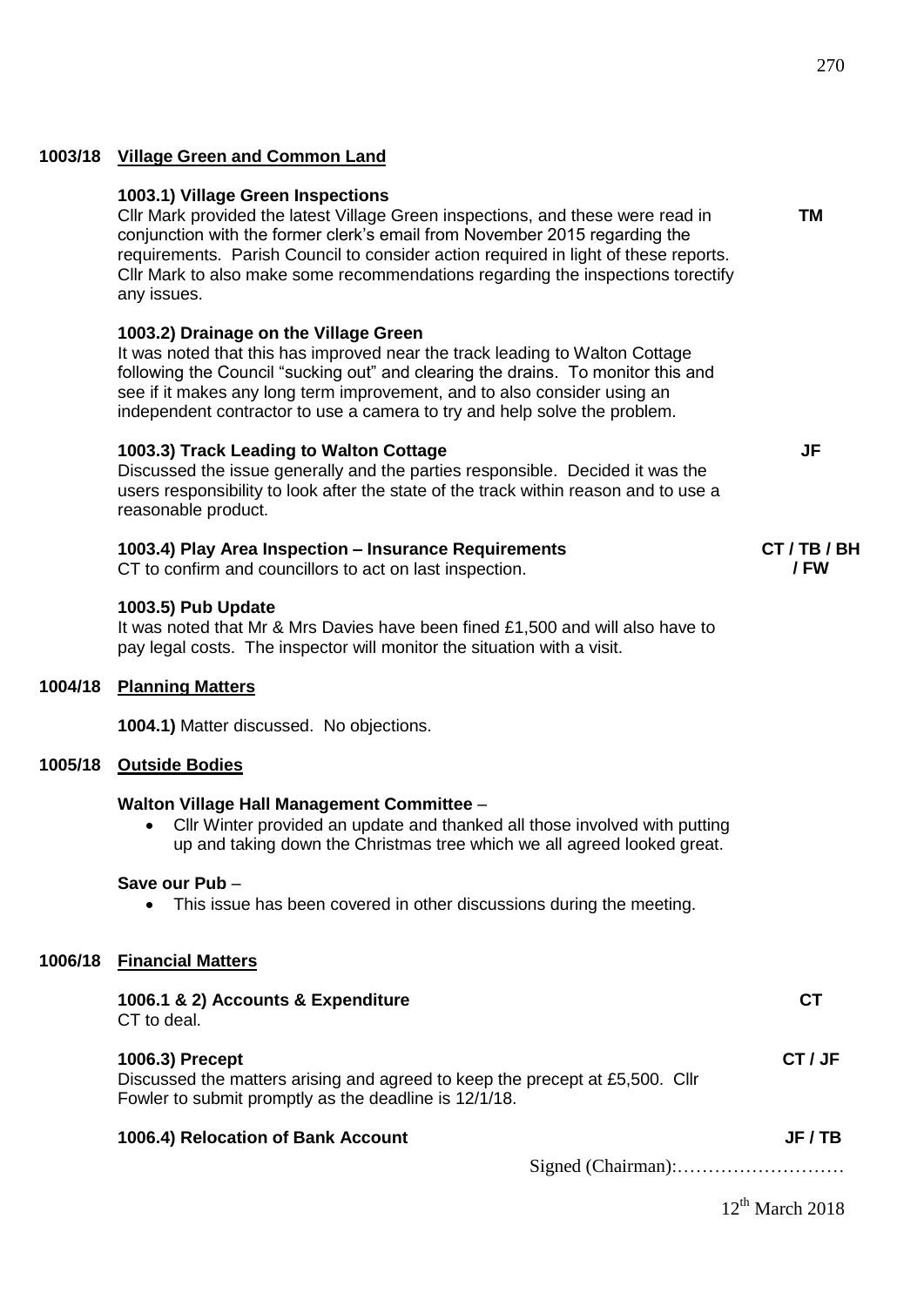**1003/18 Village Green and Common Land**

**1003.1) Village Green Inspections**
Cllr Mark provided the latest Village Green inspections, and these were read in conjunction with the former clerk's email from November 2015 regarding the requirements. Parish Council to consider action required in light of these reports. Cllr Mark to also make some recommendations regarding the inspections torectify any issues. **TM**

**1003.2) Drainage on the Village Green**
It was noted that this has improved near the track leading to Walton Cottage following the Council "sucking out" and clearing the drains. To monitor this and see if it makes any long term improvement, and to also consider using an independent contractor to use a camera to try and help solve the problem.

**1003.3) Track Leading to Walton Cottage** **JF**
Discussed the issue generally and the parties responsible. Decided it was the users responsibility to look after the state of the track within reason and to use a reasonable product.

**1003.4) Play Area Inspection – Insurance Requirements** **CT / TB / BH / FW**
CT to confirm and councillors to act on last inspection.

**1003.5) Pub Update**
It was noted that Mr & Mrs Davies have been fined £1,500 and will also have to pay legal costs. The inspector will monitor the situation with a visit.

**1004/18 Planning Matters**

**1004.1)** Matter discussed. No objections.

**1005/18 Outside Bodies**

**Walton Village Hall Management Committee** –

- Cllr Winter provided an update and thanked all those involved with putting up and taking down the Christmas tree which we all agreed looked great.

**Save our Pub** –

- This issue has been covered in other discussions during the meeting.

**1006/18 Financial Matters**

**1006.1 & 2) Accounts & Expenditure** **CT**
CT to deal.

**1006.3) Precept** **CT / JF**
Discussed the matters arising and agreed to keep the precept at £5,500. Cllr Fowler to submit promptly as the deadline is 12/1/18.

**1006.4) Relocation of Bank Account** **JF / TB**

Signed (Chairman):………………………

12th March 2018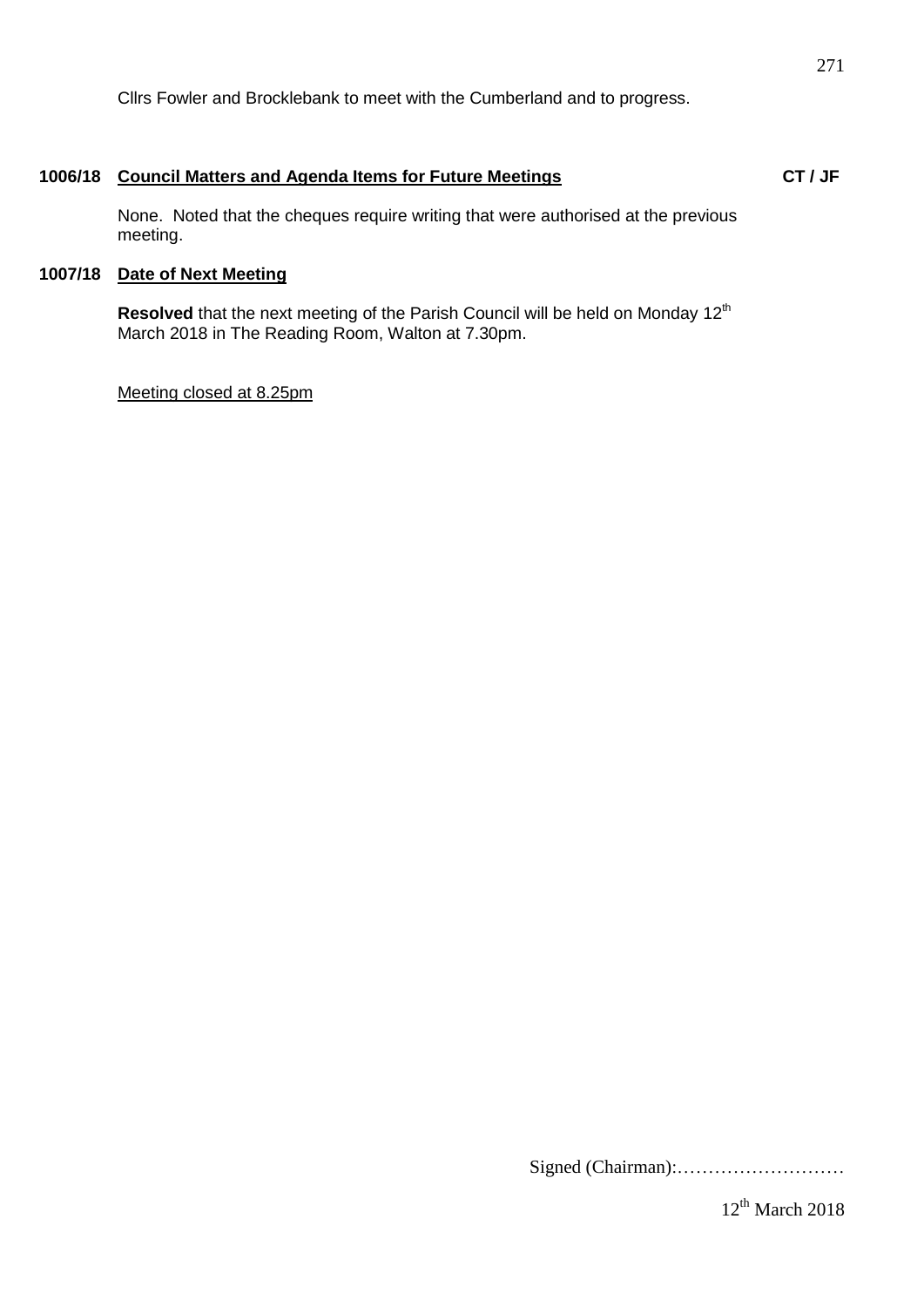Cllrs Fowler and Brocklebank to meet with the Cumberland and to progress.

**1006/18 Council Matters and Agenda Items for Future Meetings** **CT / JF**

None. Noted that the cheques require writing that were authorised at the previous meeting.

**1007/18 Date of Next Meeting**

**Resolved** that the next meeting of the Parish Council will be held on Monday 12th March 2018 in The Reading Room, Walton at 7.30pm.

Meeting closed at 8.25pm

Signed (Chairman):………………………

12th March 2018